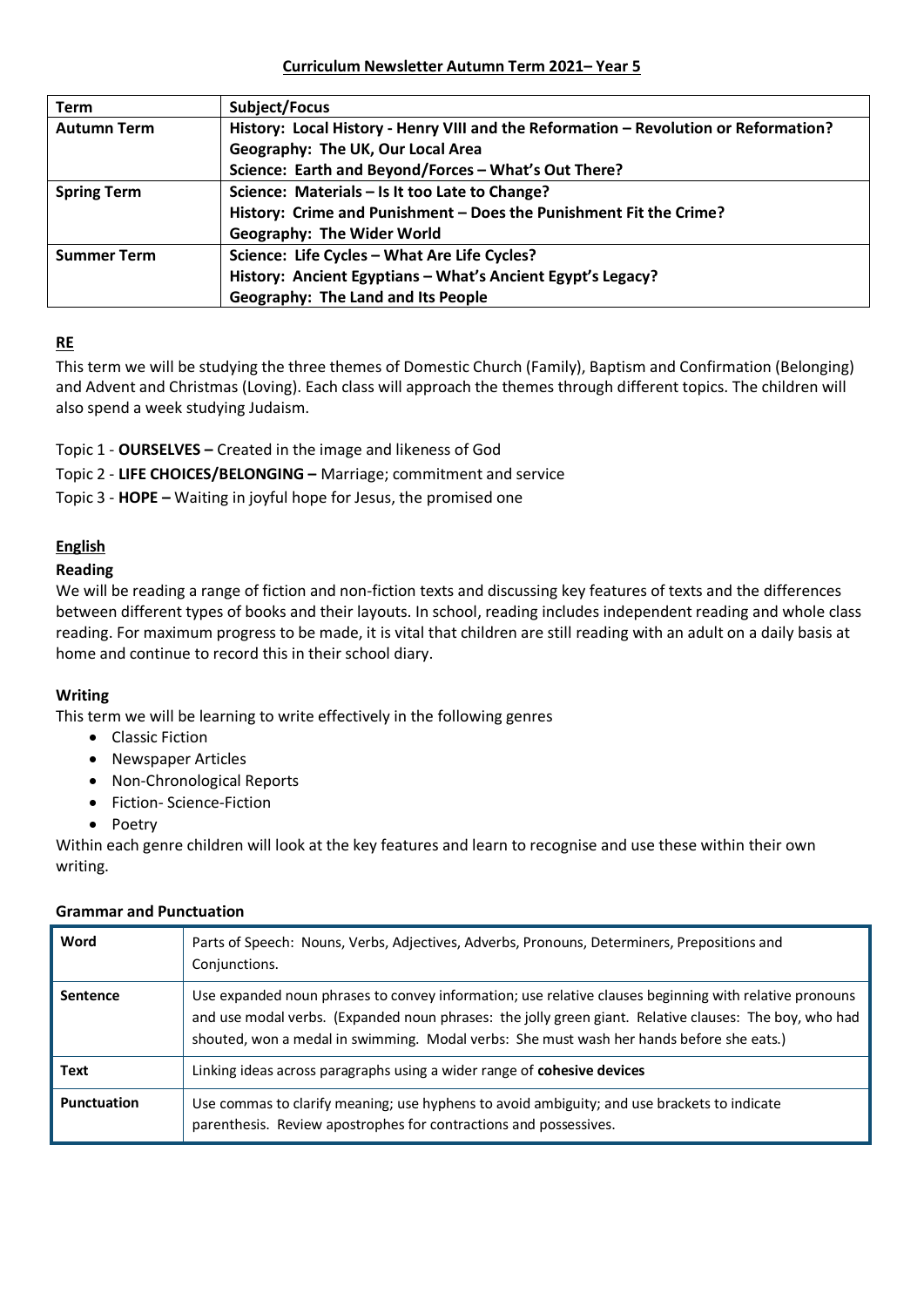# Curriculum Newsletter Autumn Term 2021– Year 5

| Term | Subject/Focus |
|---|---|
| **Autumn Term** | **History: Local History - Henry VIII and the Reformation – Revolution or Reformation?**<br>**Geography: The UK, Our Local Area**<br>**Science: Earth and Beyond/Forces – What's Out There?** |
| **Spring Term** | **Science: Materials – Is It too Late to Change?**<br>**History: Crime and Punishment – Does the Punishment Fit the Crime?**<br>**Geography: The Wider World** |
| **Summer Term** | **Science: Life Cycles – What Are Life Cycles?**<br>**History: Ancient Egyptians – What's Ancient Egypt's Legacy?**<br>**Geography: The Land and Its People** |

## RE

This term we will be studying the three themes of Domestic Church (Family), Baptism and Confirmation (Belonging) and Advent and Christmas (Loving). Each class will approach the themes through different topics. The children will also spend a week studying Judaism.

Topic 1 - **OURSELVES –** Created in the image and likeness of God

Topic 2 - **LIFE CHOICES/BELONGING –** Marriage; commitment and service

Topic 3 - **HOPE –** Waiting in joyful hope for Jesus, the promised one

## English

### Reading

We will be reading a range of fiction and non-fiction texts and discussing key features of texts and the differences between different types of books and their layouts. In school, reading includes independent reading and whole class reading. For maximum progress to be made, it is vital that children are still reading with an adult on a daily basis at home and continue to record this in their school diary.

### Writing

This term we will be learning to write effectively in the following genres

- Classic Fiction
- Newspaper Articles
- Non-Chronological Reports
- Fiction- Science-Fiction
- Poetry

Within each genre children will look at the key features and learn to recognise and use these within their own writing.

### Grammar and Punctuation

| | |
|---|---|
| **Word** | Parts of Speech: Nouns, Verbs, Adjectives, Adverbs, Pronouns, Determiners, Prepositions and Conjunctions. |
| **Sentence** | Use expanded noun phrases to convey information; use relative clauses beginning with relative pronouns and use modal verbs. (Expanded noun phrases: the jolly green giant. Relative clauses: The boy, who had shouted, won a medal in swimming. Modal verbs: She must wash her hands before she eats.) |
| **Text** | Linking ideas across paragraphs using a wider range of **cohesive devices** |
| **Punctuation** | Use commas to clarify meaning; use hyphens to avoid ambiguity; and use brackets to indicate parenthesis. Review apostrophes for contractions and possessives. |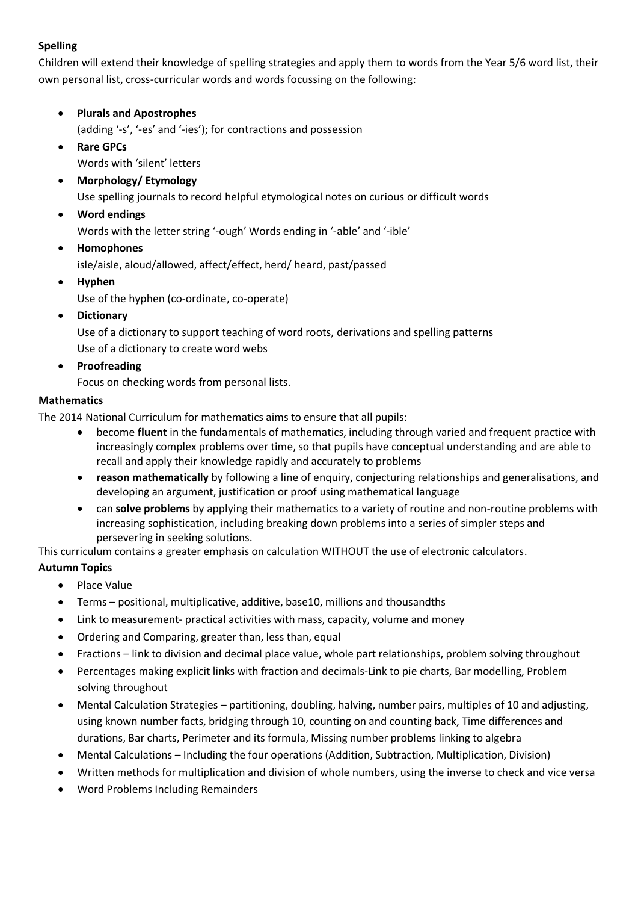**Spelling**

Children will extend their knowledge of spelling strategies and apply them to words from the Year 5/6 word list, their own personal list, cross-curricular words and words focussing on the following:

- **Plurals and Apostrophes**
  (adding '-s', '-es' and '-ies'); for contractions and possession
- **Rare GPCs**
  Words with 'silent' letters
- **Morphology/ Etymology**
  Use spelling journals to record helpful etymological notes on curious or difficult words
- **Word endings**
  Words with the letter string '-ough' Words ending in '-able' and '-ible'
- **Homophones**
  isle/aisle, aloud/allowed, affect/effect, herd/ heard, past/passed
- **Hyphen**
  Use of the hyphen (co-ordinate, co-operate)
- **Dictionary**
  Use of a dictionary to support teaching of word roots, derivations and spelling patterns
  Use of a dictionary to create word webs
- **Proofreading**
  Focus on checking words from personal lists.

**Mathematics**

The 2014 National Curriculum for mathematics aims to ensure that all pupils:

- become **fluent** in the fundamentals of mathematics, including through varied and frequent practice with increasingly complex problems over time, so that pupils have conceptual understanding and are able to recall and apply their knowledge rapidly and accurately to problems
- **reason mathematically** by following a line of enquiry, conjecturing relationships and generalisations, and developing an argument, justification or proof using mathematical language
- can **solve problems** by applying their mathematics to a variety of routine and non-routine problems with increasing sophistication, including breaking down problems into a series of simpler steps and persevering in seeking solutions.

This curriculum contains a greater emphasis on calculation WITHOUT the use of electronic calculators.

**Autumn Topics**

- Place Value
- Terms – positional, multiplicative, additive, base10, millions and thousandths
- Link to measurement- practical activities with mass, capacity, volume and money
- Ordering and Comparing, greater than, less than, equal
- Fractions – link to division and decimal place value, whole part relationships, problem solving throughout
- Percentages making explicit links with fraction and decimals-Link to pie charts, Bar modelling, Problem solving throughout
- Mental Calculation Strategies – partitioning, doubling, halving, number pairs, multiples of 10 and adjusting, using known number facts, bridging through 10, counting on and counting back, Time differences and durations, Bar charts, Perimeter and its formula, Missing number problems linking to algebra
- Mental Calculations – Including the four operations (Addition, Subtraction, Multiplication, Division)
- Written methods for multiplication and division of whole numbers, using the inverse to check and vice versa
- Word Problems Including Remainders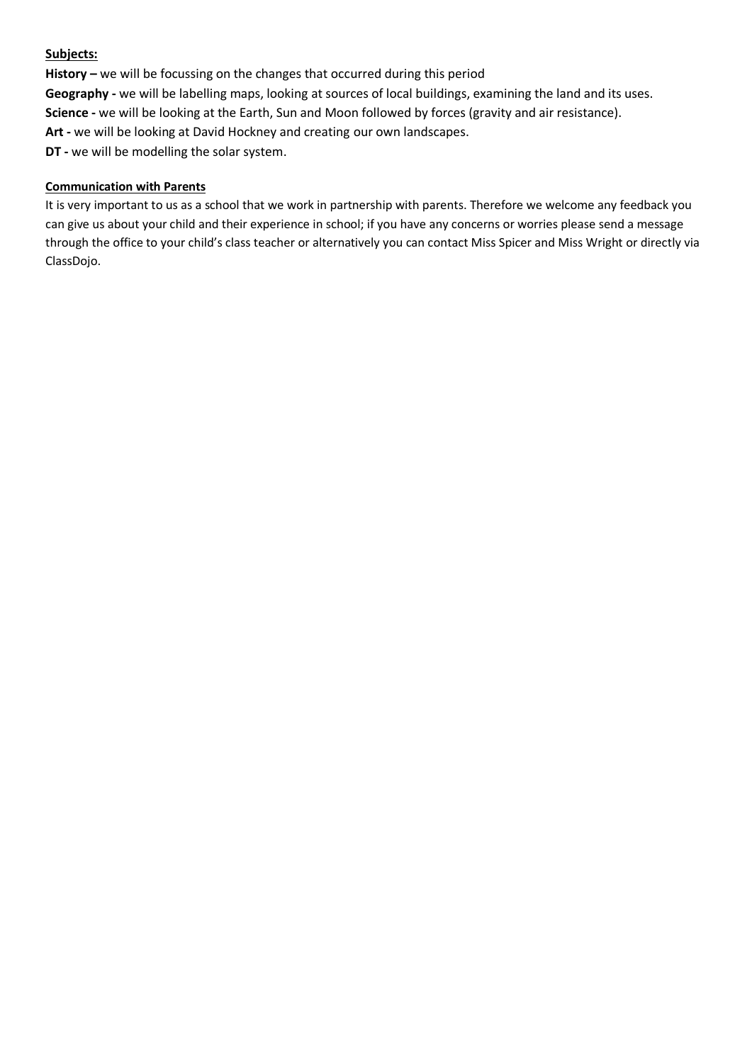**<u>Subjects:</u>**

**History –** we will be focussing on the changes that occurred during this period

**Geography -** we will be labelling maps, looking at sources of local buildings, examining the land and its uses.

**Science -** we will be looking at the Earth, Sun and Moon followed by forces (gravity and air resistance).

**Art -** we will be looking at David Hockney and creating our own landscapes.

**DT -** we will be modelling the solar system.

**<u>Communication with Parents</u>**

It is very important to us as a school that we work in partnership with parents. Therefore we welcome any feedback you can give us about your child and their experience in school; if you have any concerns or worries please send a message through the office to your child's class teacher or alternatively you can contact Miss Spicer and Miss Wright or directly via ClassDojo.